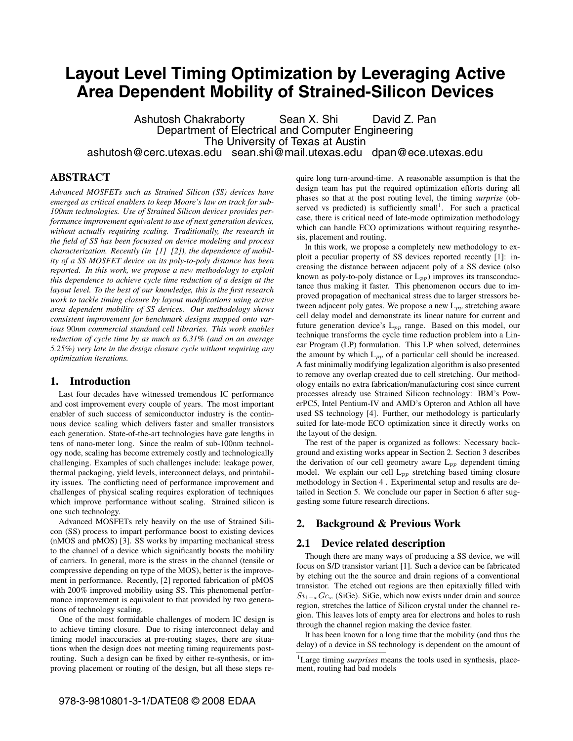# Layout Level Timing Optimization by Leveraging Active Area Dependent Mobility of Strained-Silicon Devices

Ashutosh Chakraborty    Sean X. Shi    David Z. Pan
Department of Electrical and Computer Engineering
The University of Texas at Austin
ashutosh@cerc.utexas.edu   sean.shi@mail.utexas.edu   dpan@ece.utexas.edu

## ABSTRACT

*Advanced MOSFETs such as Strained Silicon (SS) devices have emerged as critical enablers to keep Moore's law on track for sub-100nm technologies. Use of Strained Silicon devices provides performance improvement equivalent to use of next generation devices, without actually requiring scaling. Traditionally, the research in the field of SS has been focussed on device modeling and process characterization. Recently (in [1] [2]), the dependence of mobility of a SS MOSFET device on its poly-to-poly distance has been reported. In this work, we propose a new methodology to exploit this dependence to achieve cycle time reduction of a design at the layout level. To the best of our knowledge, this is the first research work to tackle timing closure by layout modifications using active area dependent mobility of SS devices. Our methodology shows consistent improvement for benchmark designs mapped onto various 90nm commercial standard cell libraries. This work enables reduction of cycle time by as much as 6.31% (and on an average 5.25%) very late in the design closure cycle without requiring any optimization iterations.*

## 1. Introduction

Last four decades have witnessed tremendous IC performance and cost improvement every couple of years. The most important enabler of such success of semiconductor industry is the continuous device scaling which delivers faster and smaller transistors each generation. State-of-the-art technologies have gate lengths in tens of nano-meter long. Since the realm of sub-100nm technology node, scaling has become extremely costly and technologically challenging. Examples of such challenges include: leakage power, thermal packaging, yield levels, interconnect delays, and printability issues. The conflicting need of performance improvement and challenges of physical scaling requires exploration of techniques which improve performance without scaling. Strained silicon is one such technology.

Advanced MOSFETs rely heavily on the use of Strained Silicon (SS) process to impart performance boost to existing devices (nMOS and pMOS) [3]. SS works by imparting mechanical stress to the channel of a device which significantly boosts the mobility of carriers. In general, more is the stress in the channel (tensile or compressive depending on type of the MOS), better is the improvement in performance. Recently, [2] reported fabrication of pMOS with 200% improved mobility using SS. This phenomenal performance improvement is equivalent to that provided by two generations of technology scaling.

One of the most formidable challenges of modern IC design is to achieve timing closure. Due to rising interconnect delay and timing model inaccuracies at pre-routing stages, there are situations when the design does not meeting timing requirements post-routing. Such a design can be fixed by either re-synthesis, or improving placement or routing of the design, but all these steps require long turn-around-time. A reasonable assumption is that the design team has put the required optimization efforts during all phases so that at the post routing level, the timing *surprise* (observed vs predicted) is sufficiently small[1]. For such a practical case, there is critical need of late-mode optimization methodology which can handle ECO optimizations without requiring resynthesis, placement and routing.

In this work, we propose a completely new methodology to exploit a peculiar property of SS devices reported recently [1]: increasing the distance between adjacent poly of a SS device (also known as poly-to-poly distance or $L_{pp}$) improves its transconductance thus making it faster. This phenomenon occurs due to improved propagation of mechanical stress due to larger stressors between adjacent poly gates. We propose a new $L_{pp}$ stretching aware cell delay model and demonstrate its linear nature for current and future generation device's $L_{pp}$ range. Based on this model, our technique transforms the cycle time reduction problem into a Linear Program (LP) formulation. This LP when solved, determines the amount by which $L_{pp}$ of a particular cell should be increased. A fast minimally modifying legalization algorithm is also presented to remove any overlap created due to cell stretching. Our methodology entails no extra fabrication/manufacturing cost since current processes already use Strained Silicon technology: IBM's PowerPC5, Intel Pentium-IV and AMD's Opteron and Athlon all have used SS technology [4]. Further, our methodology is particularly suited for late-mode ECO optimization since it directly works on the layout of the design.

The rest of the paper is organized as follows: Necessary background and existing works appear in Section 2. Section 3 describes the derivation of our cell geometry aware $L_{pp}$ dependent timing model. We explain our cell $L_{pp}$ stretching based timing closure methodology in Section 4 . Experimental setup and results are detailed in Section 5. We conclude our paper in Section 6 after suggesting some future research directions.

## 2. Background & Previous Work

### 2.1 Device related description

Though there are many ways of producing a SS device, we will focus on S/D transistor variant [1]. Such a device can be fabricated by etching out the the source and drain regions of a conventional transistor. The etched out regions are then epitaxially filled with $Si_{1-x}Ge_x$ (SiGe). SiGe, which now exists under drain and source region, stretches the lattice of Silicon crystal under the channel region. This leaves lots of empty area for electrons and holes to rush through the channel region making the device faster.

It has been known for a long time that the mobility (and thus the delay) of a device in SS technology is dependent on the amount of

[1] Large timing *surprises* means the tools used in synthesis, placement, routing had bad models

978-3-9810801-3-1/DATE08 © 2008 EDAA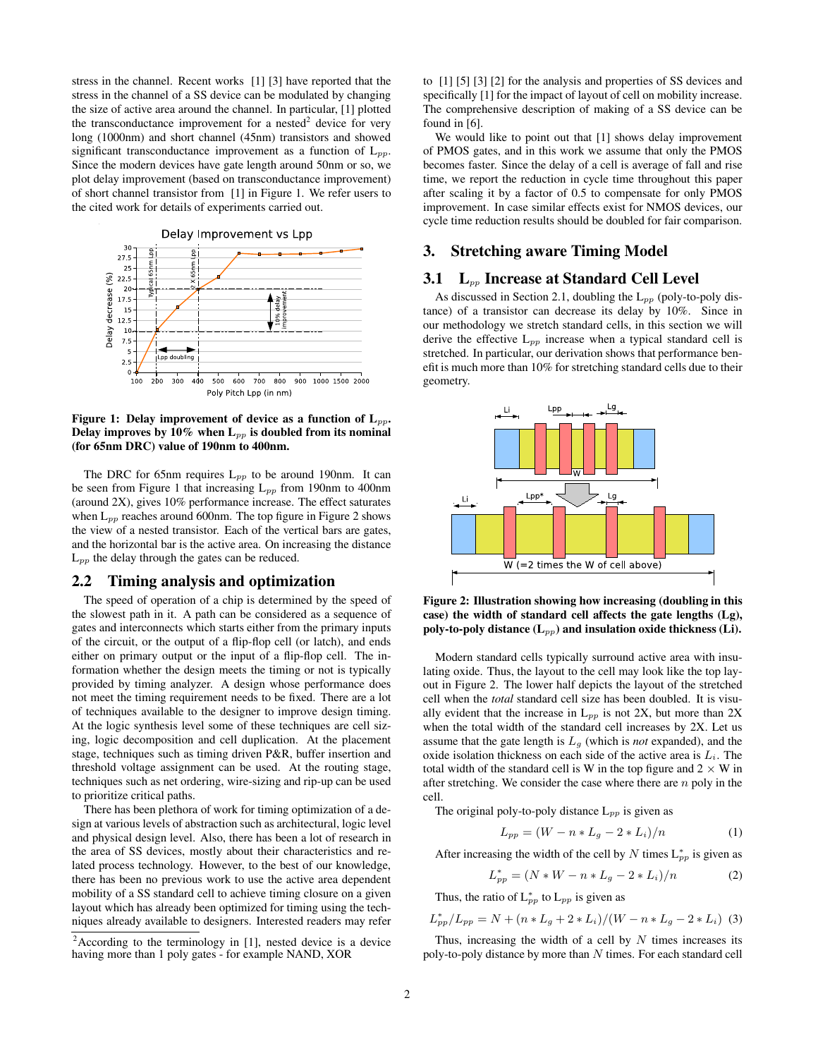stress in the channel. Recent works [1] [3] have reported that the stress in the channel of a SS device can be modulated by changing the size of active area around the channel. In particular, [1] plotted the transconductance improvement for a nested[2] device for very long (1000nm) and short channel (45nm) transistors and showed significant transconductance improvement as a function of $L_{pp}$. Since the modern devices have gate length around 50nm or so, we plot delay improvement (based on transconductance improvement) of short channel transistor from [1] in Figure 1. We refer users to the cited work for details of experiments carried out.

Delay Improvement vs Lpp

Delay decrease (%)

0
2.5
5
7.5
10
12.5
15
17.5
20
22.5
25
27.5
30

Typical 65nm Lpp

2 X 65nm Lpp

Lpp doubling

10% delay improvement

100 200 300 400 500 600 700 800 900 1000 1500 2000

Poly Pitch Lpp (in nm)

**Figure 1: Delay improvement of device as a function of $L_{pp}$. Delay improves by 10% when $L_{pp}$ is doubled from its nominal (for 65nm DRC) value of 190nm to 400nm.**

The DRC for 65nm requires $L_{pp}$ to be around 190nm. It can be seen from Figure 1 that increasing $L_{pp}$ from 190nm to 400nm (around 2X), gives 10% performance increase. The effect saturates when $L_{pp}$ reaches around 600nm. The top figure in Figure 2 shows the view of a nested transistor. Each of the vertical bars are gates, and the horizontal bar is the active area. On increasing the distance $L_{pp}$ the delay through the gates can be reduced.

## 2.2 Timing analysis and optimization

The speed of operation of a chip is determined by the speed of the slowest path in it. A path can be considered as a sequence of gates and interconnects which starts either from the primary inputs of the circuit, or the output of a flip-flop cell (or latch), and ends either on primary output or the input of a flip-flop cell. The information whether the design meets the timing or not is typically provided by timing analyzer. A design whose performance does not meet the timing requirement needs to be fixed. There are a lot of techniques available to the designer to improve design timing. At the logic synthesis level some of these techniques are cell sizing, logic decomposition and cell duplication. At the placement stage, techniques such as timing driven P&R, buffer insertion and threshold voltage assignment can be used. At the routing stage, techniques such as net ordering, wire-sizing and rip-up can be used to prioritize critical paths.

There has been plethora of work for timing optimization of a design at various levels of abstraction such as architectural, logic level and physical design level. Also, there has been a lot of research in the area of SS devices, mostly about their characteristics and related process technology. However, to the best of our knowledge, there has been no previous work to use the active area dependent mobility of a SS standard cell to achieve timing closure on a given layout which has already been optimized for timing using the techniques already available to designers. Interested readers may refer to [1] [5] [3] [2] for the analysis and properties of SS devices and specifically [1] for the impact of layout of cell on mobility increase. The comprehensive description of making of a SS device can be found in [6].

We would like to point out that [1] shows delay improvement of PMOS gates, and in this work we assume that only the PMOS becomes faster. Since the delay of a cell is average of fall and rise time, we report the reduction in cycle time throughout this paper after scaling it by a factor of 0.5 to compensate for only PMOS improvement. In case similar effects exist for NMOS devices, our cycle time reduction results should be doubled for fair comparison.

[2] According to the terminology in [1], nested device is a device having more than 1 poly gates - for example NAND, XOR

# 3. Stretching aware Timing Model

## 3.1 $L_{pp}$ Increase at Standard Cell Level

As discussed in Section 2.1, doubling the $L_{pp}$ (poly-to-poly distance) of a transistor can decrease its delay by 10%. Since in our methodology we stretch standard cells, in this section we will derive the effective $L_{pp}$ increase when a typical standard cell is stretched. In particular, our derivation shows that performance benefit is much more than 10% for stretching standard cells due to their geometry.

Li
Lpp
Lg
W
Li
Lpp*
Lg
W (=2 times the W of cell above)

**Figure 2: Illustration showing how increasing (doubling in this case) the width of standard cell affects the gate lengths (Lg), poly-to-poly distance ($L_{pp}$) and insulation oxide thickness (Li).**

Modern standard cells typically surround active area with insulating oxide. Thus, the layout to the cell may look like the top layout in Figure 2. The lower half depicts the layout of the stretched cell when the *total* standard cell size has been doubled. It is visually evident that the increase in $L_{pp}$ is not 2X, but more than 2X when the total width of the standard cell increases by 2X. Let us assume that the gate length is $L_g$ (which is *not* expanded), and the oxide isolation thickness on each side of the active area is $L_i$. The total width of the standard cell is W in the top figure and 2 × W in after stretching. We consider the case where there are $n$ poly in the cell.

The original poly-to-poly distance $L_{pp}$ is given as

$$L_{pp} = (W - n * L_g - 2 * L_i)/n \tag{1}$$

After increasing the width of the cell by $N$ times $L^*_{pp}$ is given as

$$L^*_{pp} = (N * W - n * L_g - 2 * L_i)/n \tag{2}$$

Thus, the ratio of $L^*_{pp}$ to $L_{pp}$ is given as

$$L^*_{pp}/L_{pp} = N + (n * L_g + 2 * L_i)/(W - n * L_g - 2 * L_i) \tag{3}$$

Thus, increasing the width of a cell by $N$ times increases its poly-to-poly distance by more than $N$ times. For each standard cell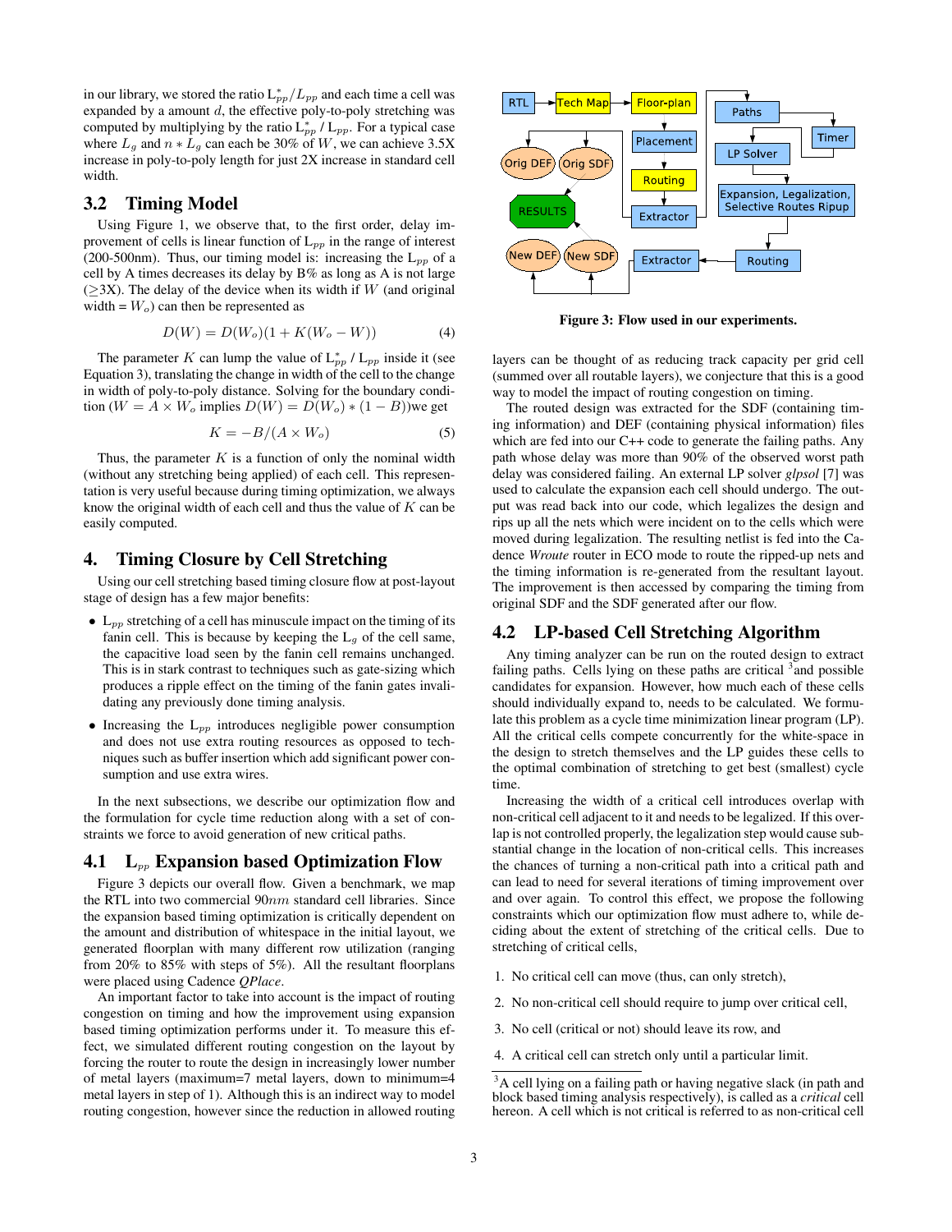in our library, we stored the ratio $L^*_{pp}/L_{pp}$ and each time a cell was expanded by a amount $d$, the effective poly-to-poly stretching was computed by multiplying by the ratio $L^*_{pp}$ / $L_{pp}$. For a typical case where $L_g$ and $n * L_g$ can each be 30% of $W$, we can achieve 3.5X increase in poly-to-poly length for just 2X increase in standard cell width.

## 3.2 Timing Model

Using Figure 1, we observe that, to the first order, delay improvement of cells is linear function of $L_{pp}$ in the range of interest (200-500nm). Thus, our timing model is: increasing the $L_{pp}$ of a cell by A times decreases its delay by B% as long as A is not large ($\geq$3X). The delay of the device when its width if $W$ (and original width = $W_o$) can then be represented as

$$D(W) = D(W_o)(1 + K(W_o - W)) \tag{4}$$

The parameter $K$ can lump the value of $L^*_{pp}$ / $L_{pp}$ inside it (see Equation 3), translating the change in width of the cell to the change in width of poly-to-poly distance. Solving for the boundary condition ($W = A \times W_o$ implies $D(W) = D(W_o) * (1 - B)$)we get

$$K = -B/(A \times W_o) \tag{5}$$

Thus, the parameter $K$ is a function of only the nominal width (without any stretching being applied) of each cell. This representation is very useful because during timing optimization, we always know the original width of each cell and thus the value of $K$ can be easily computed.

# 4. Timing Closure by Cell Stretching

Using our cell stretching based timing closure flow at post-layout stage of design has a few major benefits:

- $L_{pp}$ stretching of a cell has minuscule impact on the timing of its fanin cell. This is because by keeping the $L_g$ of the cell same, the capacitive load seen by the fanin cell remains unchanged. This is in stark contrast to techniques such as gate-sizing which produces a ripple effect on the timing of the fanin gates invalidating any previously done timing analysis.
- Increasing the $L_{pp}$ introduces negligible power consumption and does not use extra routing resources as opposed to techniques such as buffer insertion which add significant power consumption and use extra wires.

In the next subsections, we describe our optimization flow and the formulation for cycle time reduction along with a set of constraints we force to avoid generation of new critical paths.

## 4.1 $L_{pp}$ Expansion based Optimization Flow

Figure 3 depicts our overall flow. Given a benchmark, we map the RTL into two commercial 90$nm$ standard cell libraries. Since the expansion based timing optimization is critically dependent on the amount and distribution of whitespace in the initial layout, we generated floorplan with many different row utilization (ranging from 20% to 85% with steps of 5%). All the resultant floorplans were placed using Cadence *QPlace*.

An important factor to take into account is the impact of routing congestion on timing and how the improvement using expansion based timing optimization performs under it. To measure this effect, we simulated different routing congestion on the layout by forcing the router to route the design in increasingly lower number of metal layers (maximum=7 metal layers, down to minimum=4 metal layers in step of 1). Although this is an indirect way to model routing congestion, however since the reduction in allowed routing layers can be thought of as reducing track capacity per grid cell (summed over all routable layers), we conjecture that this is a good way to model the impact of routing congestion on timing.

RTL
Tech Map
Floor-plan
Placement
Routing
Extractor
Orig DEF
Orig SDF
RESULTS
New DEF
New SDF
Extractor
Routing
Paths
Timer
LP Solver
Expansion, Legalization, Selective Routes Ripup

**Figure 3: Flow used in our experiments.**

The routed design was extracted for the SDF (containing timing information) and DEF (containing physical information) files which are fed into our C++ code to generate the failing paths. Any path whose delay was more than 90% of the observed worst path delay was considered failing. An external LP solver *glpsol* [7] was used to calculate the expansion each cell should undergo. The output was read back into our code, which legalizes the design and rips up all the nets which were incident on to the cells which were moved during legalization. The resulting netlist is fed into the Cadence *Wroute* router in ECO mode to route the ripped-up nets and the timing information is re-generated from the resultant layout. The improvement is then accessed by comparing the timing from original SDF and the SDF generated after our flow.

## 4.2 LP-based Cell Stretching Algorithm

Any timing analyzer can be run on the routed design to extract failing paths. Cells lying on these paths are critical [3]and possible candidates for expansion. However, how much each of these cells should individually expand to, needs to be calculated. We formulate this problem as a cycle time minimization linear program (LP). All the critical cells compete concurrently for the white-space in the design to stretch themselves and the LP guides these cells to the optimal combination of stretching to get best (smallest) cycle time.

Increasing the width of a critical cell introduces overlap with non-critical cell adjacent to it and needs to be legalized. If this overlap is not controlled properly, the legalization step would cause substantial change in the location of non-critical cells. This increases the chances of turning a non-critical path into a critical path and can lead to need for several iterations of timing improvement over and over again. To control this effect, we propose the following constraints which our optimization flow must adhere to, while deciding about the extent of stretching of the critical cells. Due to stretching of critical cells,

1. No critical cell can move (thus, can only stretch),
2. No non-critical cell should require to jump over critical cell,
3. No cell (critical or not) should leave its row, and
4. A critical cell can stretch only until a particular limit.

[3]A cell lying on a failing path or having negative slack (in path and block based timing analysis respectively), is called as a *critical* cell hereon. A cell which is not critical is referred to as non-critical cell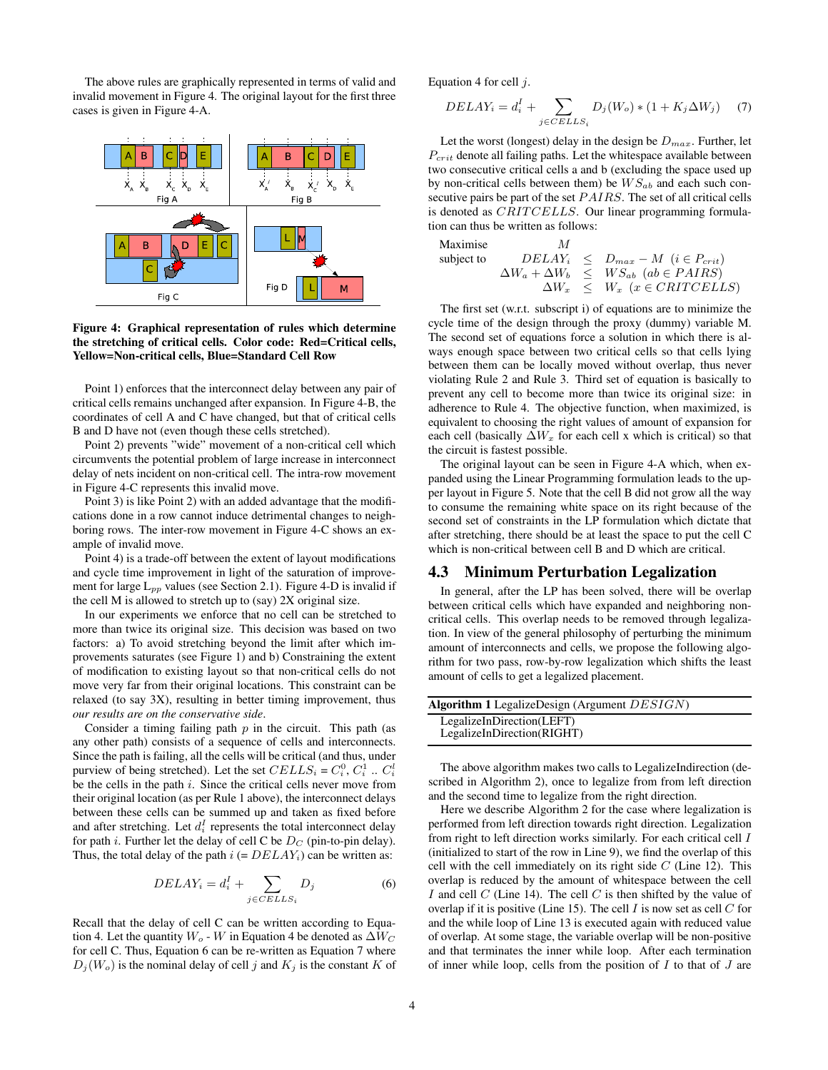The above rules are graphically represented in terms of valid and invalid movement in Figure 4. The original layout for the first three cases is given in Figure 4-A.

A B C D E
$X_A$ $X_B$ $X_C$ $X_D$ $X_E$
Fig A

A B C D E
$X_A'$ $X_B$ $X_C'$ $X_D$ $X_E$
Fig B

A B D E C
C
Fig C

L M
L M
Fig D

**Figure 4: Graphical representation of rules which determine the stretching of critical cells. Color code: Red=Critical cells, Yellow=Non-critical cells, Blue=Standard Cell Row**

Point 1) enforces that the interconnect delay between any pair of critical cells remains unchanged after expansion. In Figure 4-B, the coordinates of cell A and C have changed, but that of critical cells B and D have not (even though these cells stretched).

Point 2) prevents "wide" movement of a non-critical cell which circumvents the potential problem of large increase in interconnect delay of nets incident on non-critical cell. The intra-row movement in Figure 4-C represents this invalid move.

Point 3) is like Point 2) with an added advantage that the modifications done in a row cannot induce detrimental changes to neighboring rows. The inter-row movement in Figure 4-C shows an example of invalid move.

Point 4) is a trade-off between the extent of layout modifications and cycle time improvement in light of the saturation of improvement for large $L_{pp}$ values (see Section 2.1). Figure 4-D is invalid if the cell M is allowed to stretch up to (say) 2X original size.

In our experiments we enforce that no cell can be stretched to more than twice its original size. This decision was based on two factors: a) To avoid stretching beyond the limit after which improvements saturates (see Figure 1) and b) Constraining the extent of modification to existing layout so that non-critical cells do not move very far from their original locations. This constraint can be relaxed (to say 3X), resulting in better timing improvement, thus *our results are on the conservative side*.

Consider a timing failing path $p$ in the circuit. This path (as any other path) consists of a sequence of cells and interconnects. Since the path is failing, all the cells will be critical (and thus, under purview of being stretched). Let the set $CELLS_i = C_i^0, C_i^1 \,..\, C_i^l$ be the cells in the path $i$. Since the critical cells never move from their original location (as per Rule 1 above), the interconnect delays between these cells can be summed up and taken as fixed before and after stretching. Let $d_i^I$ represents the total interconnect delay for path $i$. Further let the delay of cell C be $D_C$ (pin-to-pin delay). Thus, the total delay of the path $i$ (= $DELAY_i$) can be written as:

$$DELAY_i = d_i^I + \sum_{j \in CELLS_i} D_j \tag{6}$$

Recall that the delay of cell C can be written according to Equation 4. Let the quantity $W_o$ - $W$ in Equation 4 be denoted as $\Delta W_C$ for cell C. Thus, Equation 6 can be re-written as Equation 7 where $D_j(W_o)$ is the nominal delay of cell $j$ and $K_j$ is the constant $K$ of Equation 4 for cell $j$.

$$DELAY_i = d_i^I + \sum_{j \in CELLS_i} D_j(W_o) * (1 + K_j \Delta W_j) \tag{7}$$

Let the worst (longest) delay in the design be $D_{max}$. Further, let $P_{crit}$ denote all failing paths. Let the whitespace available between two consecutive critical cells a and b (excluding the space used up by non-critical cells between them) be $WS_{ab}$ and each such consecutive pairs be part of the set $PAIRS$. The set of all critical cells is denoted as $CRITCELLS$. Our linear programming formulation can thus be written as follows:

$$\begin{array}{lrcl}
\text{Maximise} & M & & \\
\text{subject to} & DELAY_i & \leq & D_{max} - M \;\; (i \in P_{crit}) \\
& \Delta W_a + \Delta W_b & \leq & WS_{ab} \;\; (ab \in PAIRS) \\
& \Delta W_x & \leq & W_x \;\; (x \in CRITCELLS)
\end{array}$$

The first set (w.r.t. subscript i) of equations are to minimize the cycle time of the design through the proxy (dummy) variable M. The second set of equations force a solution in which there is always enough space between two critical cells so that cells lying between them can be locally moved without overlap, thus never violating Rule 2 and Rule 3. Third set of equation is basically to prevent any cell to become more than twice its original size: in adherence to Rule 4. The objective function, when maximized, is equivalent to choosing the right values of amount of expansion for each cell (basically $\Delta W_x$ for each cell x which is critical) so that the circuit is fastest possible.

The original layout can be seen in Figure 4-A which, when expanded using the Linear Programming formulation leads to the upper layout in Figure 5. Note that the cell B did not grow all the way to consume the remaining white space on its right because of the second set of constraints in the LP formulation which dictate that after stretching, there should be at least the space to put the cell C which is non-critical between cell B and D which are critical.

## 4.3 Minimum Perturbation Legalization

In general, after the LP has been solved, there will be overlap between critical cells which have expanded and neighboring non-critical cells. This overlap needs to be removed through legalization. In view of the general philosophy of perturbing the minimum amount of interconnects and cells, we propose the following algorithm for two pass, row-by-row legalization which shifts the least amount of cells to get a legalized placement.

**Algorithm 1** LegalizeDesign (Argument $DESIGN$)

```
LegalizeInDirection(LEFT)
LegalizeInDirection(RIGHT)
```

The above algorithm makes two calls to LegalizeIndirection (described in Algorithm 2), once to legalize from from left direction and the second time to legalize from the right direction.

Here we describe Algorithm 2 for the case where legalization is performed from left direction towards right direction. Legalization from right to left direction works similarly. For each critical cell $I$ (initialized to start of the row in Line 9), we find the overlap of this cell with the cell immediately on its right side $C$ (Line 12). This overlap is reduced by the amount of whitespace between the cell $I$ and cell $C$ (Line 14). The cell $C$ is then shifted by the value of overlap if it is positive (Line 15). The cell $I$ is now set as cell $C$ for and the while loop of Line 13 is executed again with reduced value of overlap. At some stage, the variable overlap will be non-positive and that terminates the inner while loop. After each termination of inner while loop, cells from the position of $I$ to that of $J$ are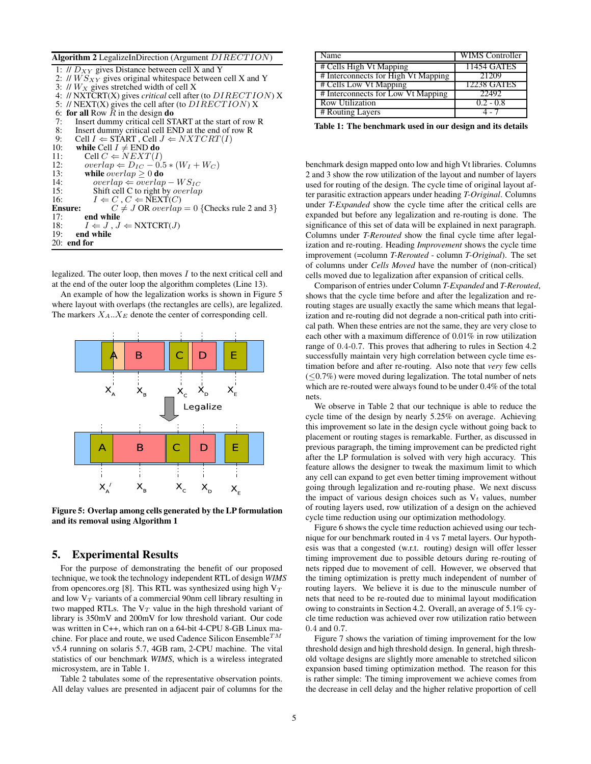**Algorithm 2** LegalizeInDirection (Argument $DIRECTION$)

```
1: // D_XY gives Distance between cell X and Y
2: // WS_XY gives original whitespace between cell X and Y
3: // W_X gives stretched width of cell X
4: // NXTCRT(X) gives critical cell after (to DIRECTION) X
5: // NEXT(X) gives the cell after (to DIRECTION) X
6: for all Row R in the design do
7:    Insert dummy critical cell START at the start of row R
8:    Insert dummy critical cell END at the end of row R
9:    Cell I ⇐ START , Cell J ⇐ NXTCRT(I)
10:   while Cell I ≠ END do
11:      Cell C ⇐ NEXT(I)
12:      overlap ⇐ D_IC − 0.5 ∗ (W_I + W_C)
13:      while overlap ≥ 0 do
14:         overlap ⇐ overlap − WS_IC
15:         Shift cell C to right by overlap
16:         I ⇐ C , C ⇐ NEXT(C)
Ensure:     C ≠ J OR overlap = 0 {Checks rule 2 and 3}
17:      end while
18:      I ⇐ J , J ⇐ NXTCRT(J)
19:   end while
20: end for
```

legalized. The outer loop, then moves $I$ to the next critical cell and at the end of the outer loop the algorithm completes (Line 13).

An example of how the legalization works is shown in Figure 5 where layout with overlaps (the rectangles are cells), are legalized. The markers $X_A..X_E$ denote the center of corresponding cell.

A B C D E

$X_A$ $X_B$ $X_C$ $X_D$ $X_E$

Legalize

A B C D E

$X_A'$ $X_B$ $X_C$ $X_D$ $X_E$

**Figure 5: Overlap among cells generated by the LP formulation and its removal using Algorithm 1**

## 5. Experimental Results

For the purpose of demonstrating the benefit of our proposed technique, we took the technology independent RTL of design *WIMS* from opencores.org [8]. This RTL was synthesized using high $V_T$ and low $V_T$ variants of a commercial 90nm cell library resulting in two mapped RTLs. The $V_T$ value in the high threshold variant of library is 350mV and 200mV for low threshold variant. Our code was written in C++, which ran on a 64-bit 4-CPU 8-GB Linux machine. For place and route, we used Cadence Silicon Ensemble$^{TM}$ v5.4 running on solaris 5.7, 4GB ram, 2-CPU machine. The vital statistics of our benchmark *WIMS*, which is a wireless integrated microsystem, are in Table 1.

Table 2 tabulates some of the representative observation points. All delay values are presented in adjacent pair of columns for the

| Name | WIMS Controller |
|---|---|
| # Cells High Vt Mapping | 11454 GATES |
| # Interconnects for High Vt Mapping | 21209 |
| # Cells Low Vt Mapping | 12238 GATES |
| # Interconnects for Low Vt Mapping | 22492 |
| Row Utilization | 0.2 - 0.8 |
| # Routing Layers | 4 - 7 |

**Table 1: The benchmark used in our design and its details**

benchmark design mapped onto low and high Vt libraries. Columns 2 and 3 show the row utilization of the layout and number of layers used for routing of the design. The cycle time of original layout after parasitic extraction appears under heading *T-Original*. Columns under *T-Expanded* show the cycle time after the critical cells are expanded but before any legalization and re-routing is done. The significance of this set of data will be explained in next paragraph. Columns under *T-Rerouted* show the final cycle time after legalization and re-routing. Heading *Improvement* shows the cycle time improvement (=column *T-Rerouted* - column *T-Original*). The set of columns under *Cells Moved* have the number of (non-critical) cells moved due to legalization after expansion of critical cells.

Comparison of entries under Column *T-Expanded* and *T-Rerouted*, shows that the cycle time before and after the legalization and re-routing stages are usually exactly the same which means that legalization and re-routing did not degrade a non-critical path into critical path. When these entries are not the same, they are very close to each other with a maximum difference of 0.01% in row utilization range of 0.4-0.7. This proves that adhering to rules in Section 4.2 successfully maintain very high correlation between cycle time estimation before and after re-routing. Also note that *very* few cells ($\leq$0.7%) were moved during legalization. The total number of nets which are re-routed were always found to be under 0.4% of the total nets.

We observe in Table 2 that our technique is able to reduce the cycle time of the design by nearly 5.25% on average. Achieving this improvement so late in the design cycle without going back to placement or routing stages is remarkable. Further, as discussed in previous paragraph, the timing improvement can be predicted right after the LP formulation is solved with very high accuracy. This feature allows the designer to tweak the maximum limit to which any cell can expand to get even better timing improvement without going through legalization and re-routing phase. We next discuss the impact of various design choices such as $V_t$ values, number of routing layers used, row utilization of a design on the achieved cycle time reduction using our optimization methodology.

Figure 6 shows the cycle time reduction achieved using our technique for our benchmark routed in 4 vs 7 metal layers. Our hypothesis was that a congested (w.r.t. routing) design will offer lesser timing improvement due to possible detours during re-routing of nets ripped due to movement of cell. However, we observed that the timing optimization is pretty much independent of number of routing layers. We believe it is due to the minuscule number of nets that need to be re-routed due to minimal layout modification owing to constraints in Section 4.2. Overall, an average of 5.1% cycle time reduction was achieved over row utilization ratio between 0.4 and 0.7.

Figure 7 shows the variation of timing improvement for the low threshold design and high threshold design. In general, high threshold voltage designs are slightly more amenable to stretched silicon expansion based timing optimization method. The reason for this is rather simple: The timing improvement we achieve comes from the decrease in cell delay and the higher relative proportion of cell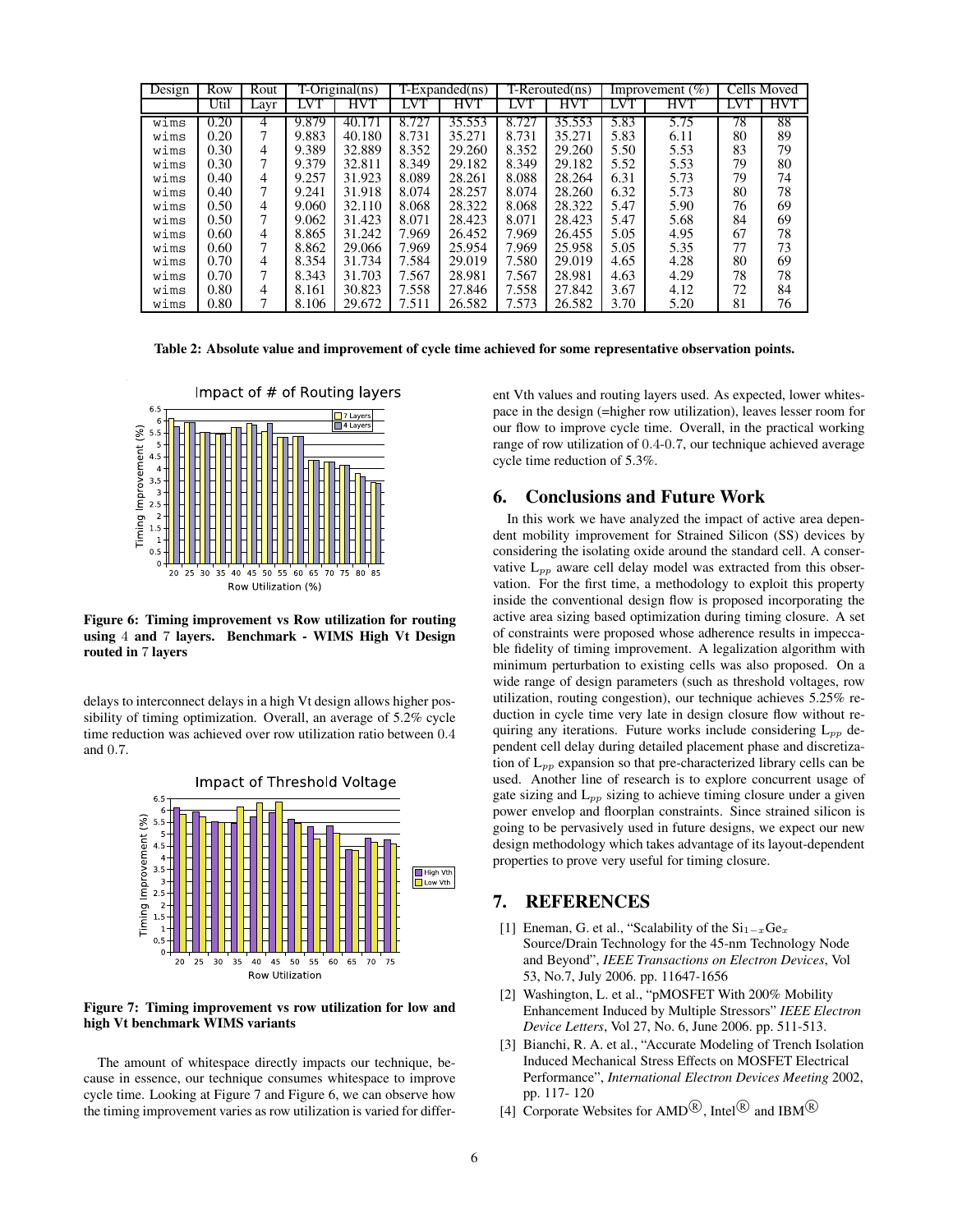| Design | Row | Rout | T-Original(ns) | | T-Expanded(ns) | | T-Rerouted(ns) | | Improvement (%) | | Cells Moved | |
|---|---|---|---|---|---|---|---|---|---|---|---|---|
| | Util | Layr | LVT | HVT | LVT | HVT | LVT | HVT | LVT | HVT | LVT | HVT |
| wims | 0.20 | 4 | 9.879 | 40.171 | 8.727 | 35.553 | 8.727 | 35.553 | 5.83 | 5.75 | 78 | 88 |
| wims | 0.20 | 7 | 9.883 | 40.180 | 8.731 | 35.271 | 8.731 | 35.271 | 5.83 | 6.11 | 80 | 89 |
| wims | 0.30 | 4 | 9.389 | 32.889 | 8.352 | 29.260 | 8.352 | 29.260 | 5.50 | 5.53 | 83 | 79 |
| wims | 0.30 | 7 | 9.379 | 32.811 | 8.349 | 29.182 | 8.349 | 29.182 | 5.52 | 5.53 | 79 | 80 |
| wims | 0.40 | 4 | 9.257 | 31.923 | 8.089 | 28.261 | 8.088 | 28.264 | 6.31 | 5.73 | 79 | 74 |
| wims | 0.40 | 7 | 9.241 | 31.918 | 8.074 | 28.257 | 8.074 | 28.260 | 6.32 | 5.73 | 80 | 78 |
| wims | 0.50 | 4 | 9.060 | 32.110 | 8.068 | 28.322 | 8.068 | 28.322 | 5.47 | 5.90 | 76 | 69 |
| wims | 0.50 | 7 | 9.062 | 31.423 | 8.071 | 28.423 | 8.071 | 28.423 | 5.47 | 5.68 | 84 | 69 |
| wims | 0.60 | 4 | 8.865 | 31.242 | 7.969 | 26.452 | 7.969 | 26.455 | 5.05 | 4.95 | 67 | 78 |
| wims | 0.60 | 7 | 8.862 | 29.066 | 7.969 | 25.954 | 7.969 | 25.958 | 5.05 | 5.35 | 77 | 73 |
| wims | 0.70 | 4 | 8.354 | 31.734 | 7.584 | 29.019 | 7.580 | 29.019 | 4.65 | 4.28 | 80 | 69 |
| wims | 0.70 | 7 | 8.343 | 31.703 | 7.567 | 28.981 | 7.567 | 28.981 | 4.63 | 4.29 | 78 | 78 |
| wims | 0.80 | 4 | 8.161 | 30.823 | 7.558 | 27.846 | 7.558 | 27.842 | 3.67 | 4.12 | 72 | 84 |
| wims | 0.80 | 7 | 8.106 | 29.672 | 7.511 | 26.582 | 7.573 | 26.582 | 3.70 | 5.20 | 81 | 76 |

**Table 2: Absolute value and improvement of cycle time achieved for some representative observation points.**

Impact of # of Routing layers

7 Layers
4 Layers

Timing Improvement (%)

Row Utilization (%)

**Figure 6: Timing improvement vs Row utilization for routing using 4 and 7 layers. Benchmark - WIMS High Vt Design routed in 7 layers**

delays to interconnect delays in a high Vt design allows higher possibility of timing optimization. Overall, an average of 5.2% cycle time reduction was achieved over row utilization ratio between 0.4 and 0.7.

Impact of Threshold Voltage

High Vth
Low Vth

Timing Improvement (%)

Row Utilization

**Figure 7: Timing improvement vs row utilization for low and high Vt benchmark WIMS variants**

The amount of whitespace directly impacts our technique, because in essence, our technique consumes whitespace to improve cycle time. Looking at Figure 7 and Figure 6, we can observe how the timing improvement varies as row utilization is varied for different Vth values and routing layers used. As expected, lower whitespace in the design (=higher row utilization), leaves lesser room for our flow to improve cycle time. Overall, in the practical working range of row utilization of 0.4-0.7, our technique achieved average cycle time reduction of 5.3%.

## 6. Conclusions and Future Work

In this work we have analyzed the impact of active area dependent mobility improvement for Strained Silicon (SS) devices by considering the isolating oxide around the standard cell. A conservative $L_{pp}$ aware cell delay model was extracted from this observation. For the first time, a methodology to exploit this property inside the conventional design flow is proposed incorporating the active area sizing based optimization during timing closure. A set of constraints were proposed whose adherence results in impeccable fidelity of timing improvement. A legalization algorithm with minimum perturbation to existing cells was also proposed. On a wide range of design parameters (such as threshold voltages, row utilization, routing congestion), our technique achieves 5.25% reduction in cycle time very late in design closure flow without requiring any iterations. Future works include considering $L_{pp}$ dependent cell delay during detailed placement phase and discretization of $L_{pp}$ expansion so that pre-characterized library cells can be used. Another line of research is to explore concurrent usage of gate sizing and $L_{pp}$ sizing to achieve timing closure under a given power envelop and floorplan constraints. Since strained silicon is going to be pervasively used in future designs, we expect our new design methodology which takes advantage of its layout-dependent properties to prove very useful for timing closure.

## 7. REFERENCES

[1] Eneman, G. et al., "Scalability of the $Si_{1-x}Ge_x$ Source/Drain Technology for the 45-nm Technology Node and Beyond", *IEEE Transactions on Electron Devices*, Vol 53, No.7, July 2006. pp. 11647-1656

[2] Washington, L. et al., "pMOSFET With 200% Mobility Enhancement Induced by Multiple Stressors" *IEEE Electron Device Letters*, Vol 27, No. 6, June 2006. pp. 511-513.

[3] Bianchi, R. A. et al., "Accurate Modeling of Trench Isolation Induced Mechanical Stress Effects on MOSFET Electrical Performance", *International Electron Devices Meeting* 2002, pp. 117- 120

[4] Corporate Websites for AMD®, Intel® and IBM®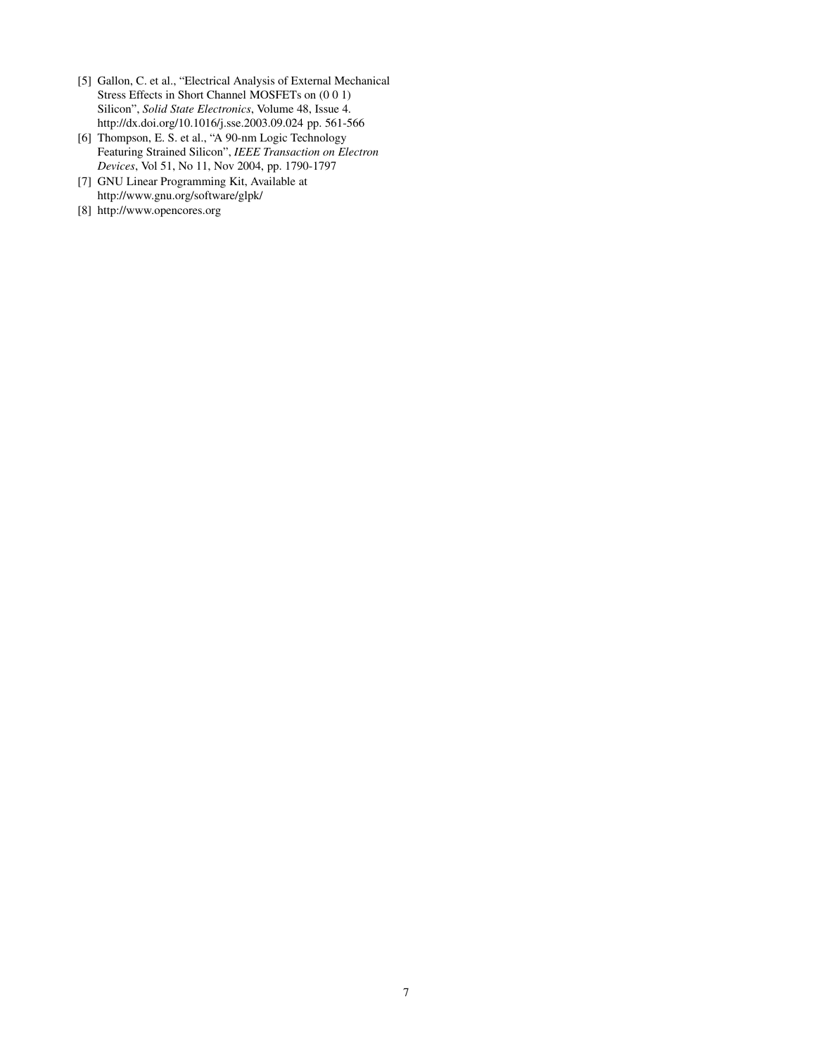[5] Gallon, C. et al., "Electrical Analysis of External Mechanical Stress Effects in Short Channel MOSFETs on (0 0 1) Silicon", *Solid State Electronics*, Volume 48, Issue 4. http://dx.doi.org/10.1016/j.sse.2003.09.024 pp. 561-566

[6] Thompson, E. S. et al., "A 90-nm Logic Technology Featuring Strained Silicon", *IEEE Transaction on Electron Devices*, Vol 51, No 11, Nov 2004, pp. 1790-1797

[7] GNU Linear Programming Kit, Available at http://www.gnu.org/software/glpk/

[8] http://www.opencores.org